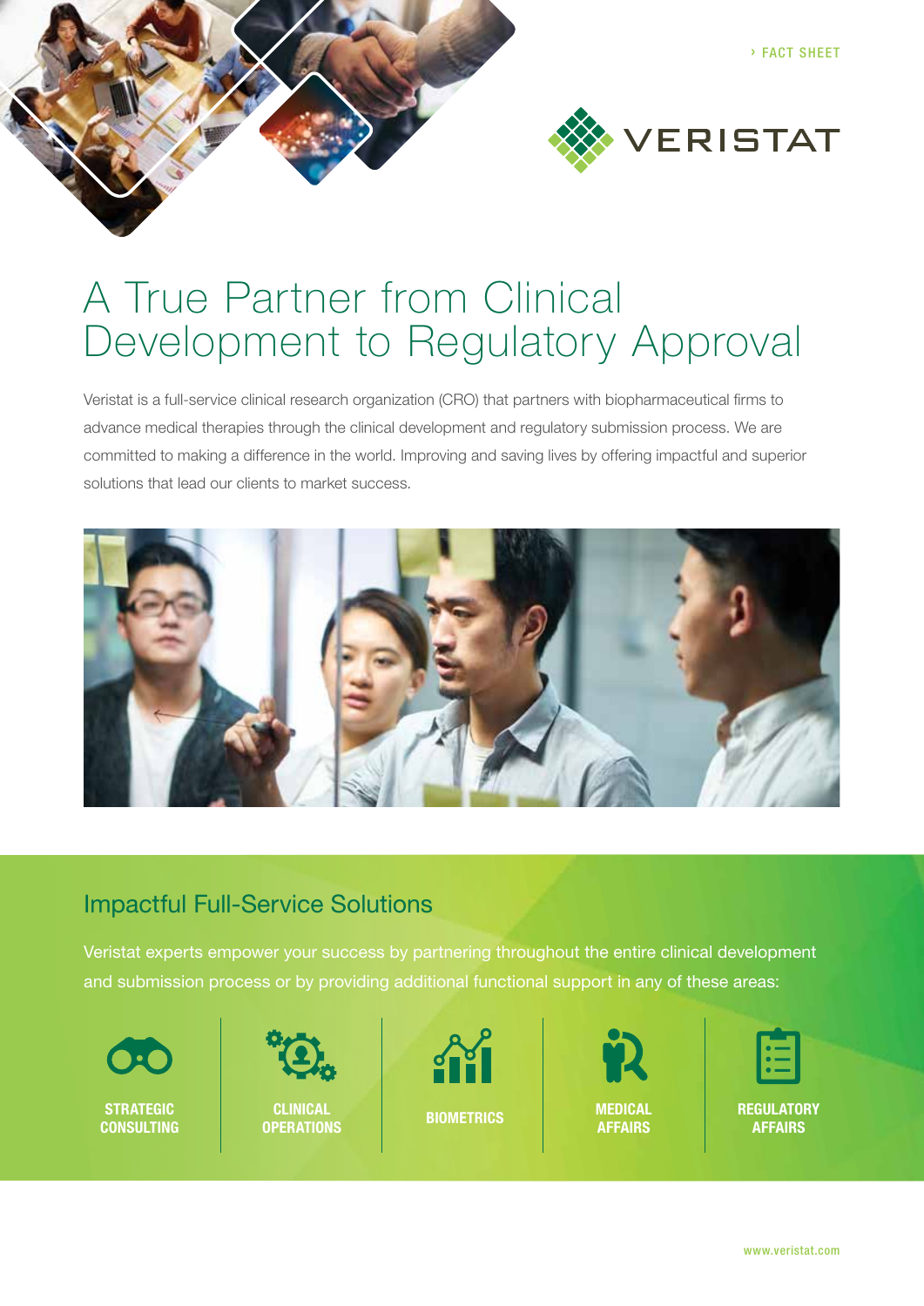› FACT SHEET

VERISTAT

# A True Partner from Clinical Development to Regulatory Approval

Veristat is a full-service clinical research organization (CRO) that partners with biopharmaceutical firms to advance medical therapies through the clinical development and regulatory submission process. We are committed to making a difference in the world. Improving and saving lives by offering impactful and superior solutions that lead our clients to market success.

## Impactful Full-Service Solutions

Veristat experts empower your success by partnering throughout the entire clinical development and submission process or by providing additional functional support in any of these areas:

- **STRATEGIC CONSULTING**
- **CLINICAL OPERATIONS**
- **BIOMETRICS**
- **MEDICAL AFFAIRS**
- **REGULATORY AFFAIRS**

www.veristat.com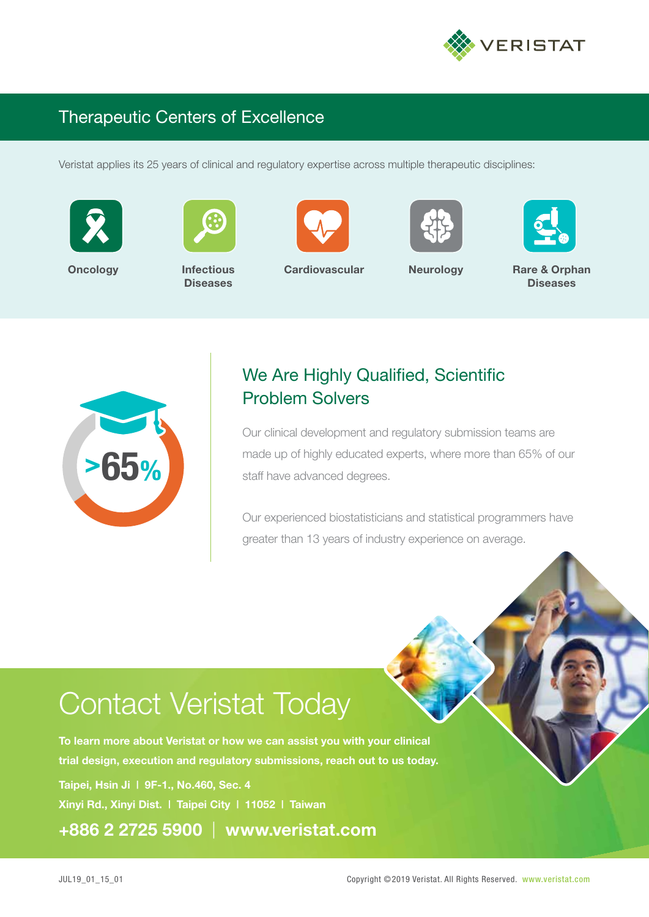VERISTAT

## Therapeutic Centers of Excellence

Veristat applies its 25 years of clinical and regulatory expertise across multiple therapeutic disciplines:

- **Oncology**
- **Infectious Diseases**
- **Cardiovascular**
- **Neurology**
- **Rare & Orphan Diseases**

>65%

## We Are Highly Qualified, Scientific Problem Solvers

Our clinical development and regulatory submission teams are made up of highly educated experts, where more than 65% of our staff have advanced degrees.

Our experienced biostatisticians and statistical programmers have greater than 13 years of industry experience on average.

# Contact Veristat Today

**To learn more about Veristat or how we can assist you with your clinical trial design, execution and regulatory submissions, reach out to us today.**

**Taipei, Hsin Ji | 9F-1., No.460, Sec. 4**
**Xinyi Rd., Xinyi Dist. | Taipei City | 11052 | Taiwan**

**+886 2 2725 5900 | www.veristat.com**

JUL19_01_15_01

Copyright ©2019 Veristat. All Rights Reserved. www.veristat.com